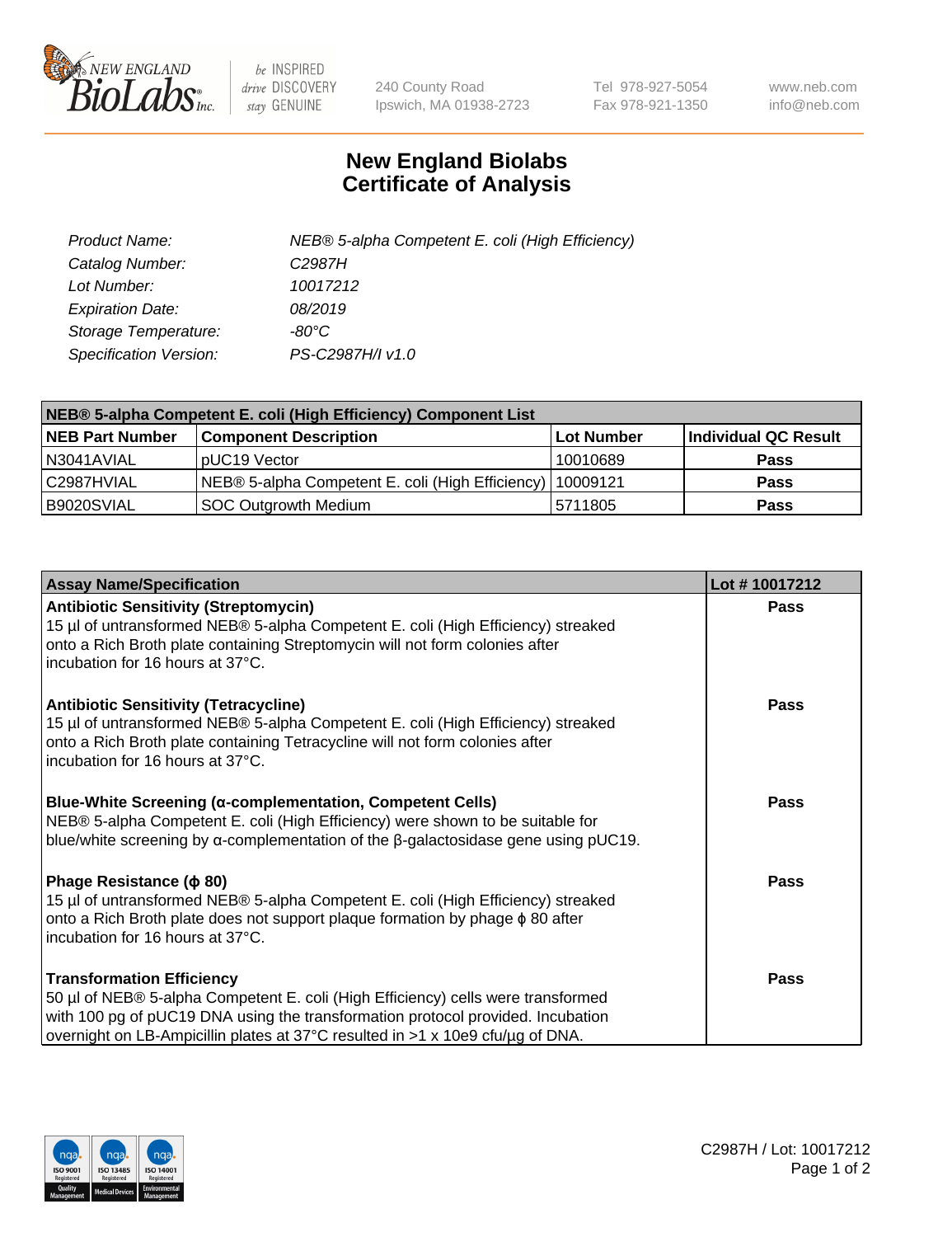# New England Biolabs Certificate of Analysis

| | |
|---|---|
| *Product Name:* | *NEB® 5-alpha Competent E. coli (High Efficiency)* |
| *Catalog Number:* | *C2987H* |
| *Lot Number:* | *10017212* |
| *Expiration Date:* | *08/2019* |
| *Storage Temperature:* | *-80°C* |
| *Specification Version:* | *PS-C2987H/I v1.0* |

| NEB® 5-alpha Competent E. coli (High Efficiency) Component List | | | |
|---|---|---|---|
| **NEB Part Number** | **Component Description** | **Lot Number** | **Individual QC Result** |
| N3041AVIAL | pUC19 Vector | 10010689 | **Pass** |
| C2987HVIAL | NEB® 5-alpha Competent E. coli (High Efficiency) | 10009121 | **Pass** |
| B9020SVIAL | SOC Outgrowth Medium | 5711805 | **Pass** |

| Assay Name/Specification | Lot # 10017212 |
|---|---|
| **Antibiotic Sensitivity (Streptomycin)** 15 µl of untransformed NEB® 5-alpha Competent E. coli (High Efficiency) streaked onto a Rich Broth plate containing Streptomycin will not form colonies after incubation for 16 hours at 37°C. | **Pass** |
| **Antibiotic Sensitivity (Tetracycline)** 15 µl of untransformed NEB® 5-alpha Competent E. coli (High Efficiency) streaked onto a Rich Broth plate containing Tetracycline will not form colonies after incubation for 16 hours at 37°C. | **Pass** |
| **Blue-White Screening (α-complementation, Competent Cells)** NEB® 5-alpha Competent E. coli (High Efficiency) were shown to be suitable for blue/white screening by α-complementation of the β-galactosidase gene using pUC19. | **Pass** |
| **Phage Resistance (ϕ 80)** 15 µl of untransformed NEB® 5-alpha Competent E. coli (High Efficiency) streaked onto a Rich Broth plate does not support plaque formation by phage ϕ 80 after incubation for 16 hours at 37°C. | **Pass** |
| **Transformation Efficiency** 50 µl of NEB® 5-alpha Competent E. coli (High Efficiency) cells were transformed with 100 pg of pUC19 DNA using the transformation protocol provided. Incubation overnight on LB-Ampicillin plates at 37°C resulted in >1 x 10e9 cfu/µg of DNA. | **Pass** |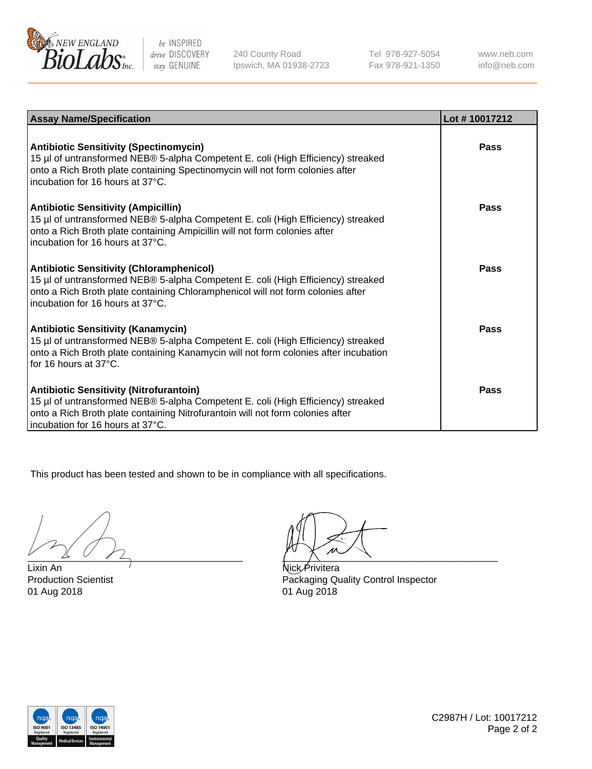| Assay Name/Specification | Lot # 10017212 |
|---|---|
| **Antibiotic Sensitivity (Spectinomycin)**<br>15 µl of untransformed NEB® 5-alpha Competent E. coli (High Efficiency) streaked onto a Rich Broth plate containing Spectinomycin will not form colonies after incubation for 16 hours at 37°C. | **Pass** |
| **Antibiotic Sensitivity (Ampicillin)**<br>15 µl of untransformed NEB® 5-alpha Competent E. coli (High Efficiency) streaked onto a Rich Broth plate containing Ampicillin will not form colonies after incubation for 16 hours at 37°C. | **Pass** |
| **Antibiotic Sensitivity (Chloramphenicol)**<br>15 µl of untransformed NEB® 5-alpha Competent E. coli (High Efficiency) streaked onto a Rich Broth plate containing Chloramphenicol will not form colonies after incubation for 16 hours at 37°C. | **Pass** |
| **Antibiotic Sensitivity (Kanamycin)**<br>15 µl of untransformed NEB® 5-alpha Competent E. coli (High Efficiency) streaked onto a Rich Broth plate containing Kanamycin will not form colonies after incubation for 16 hours at 37°C. | **Pass** |
| **Antibiotic Sensitivity (Nitrofurantoin)**<br>15 µl of untransformed NEB® 5-alpha Competent E. coli (High Efficiency) streaked onto a Rich Broth plate containing Nitrofurantoin will not form colonies after incubation for 16 hours at 37°C. | **Pass** |

This product has been tested and shown to be in compliance with all specifications.

Lixin An
Production Scientist
01 Aug 2018

Nick Privitera
Packaging Quality Control Inspector
01 Aug 2018

C2987H / Lot: 10017212